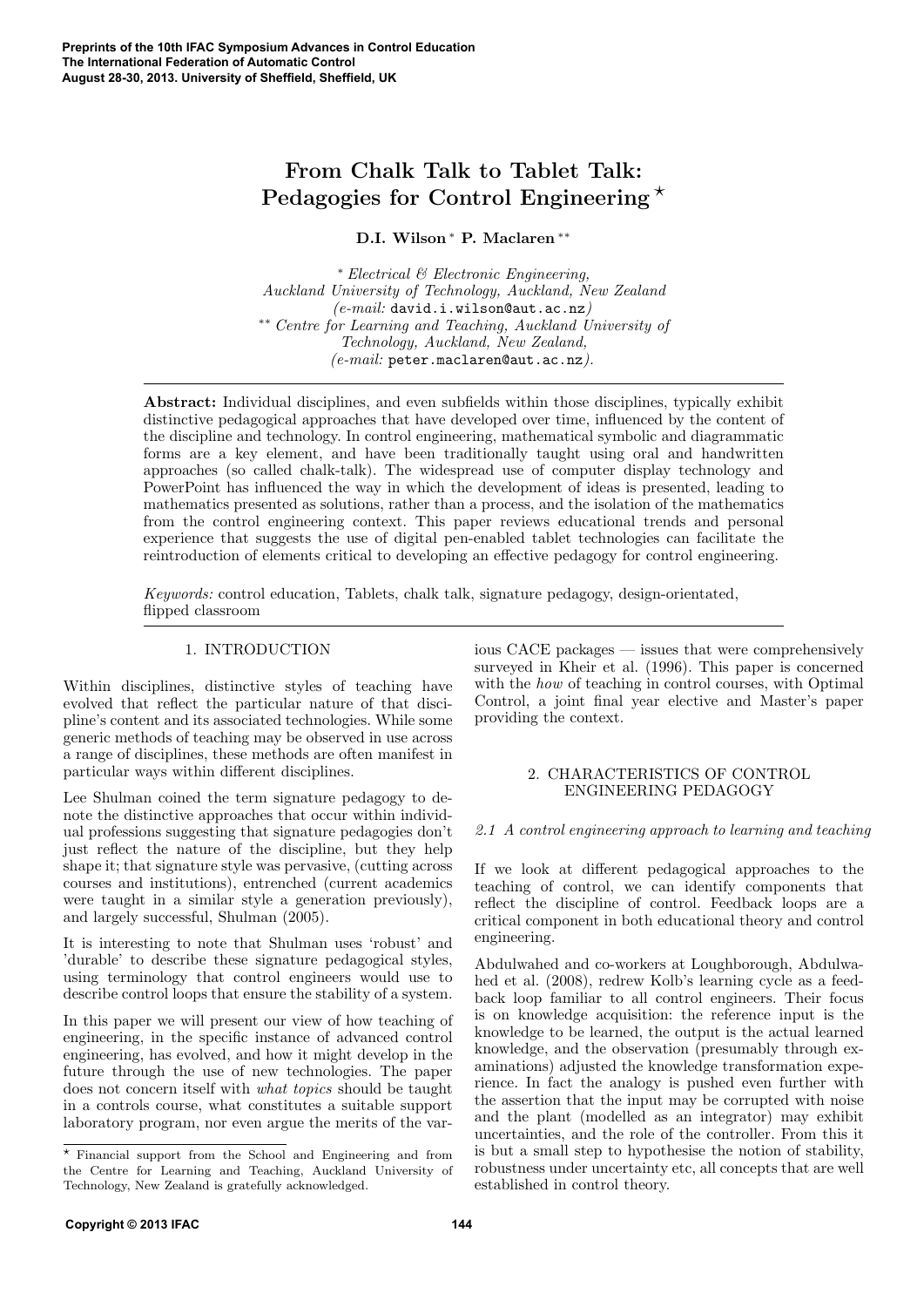# From Chalk Talk to Tablet Talk: Pedagogies for Control Engineering ⋆

**D.I. Wilson** [*] **P. Maclaren** [**]

[*] *Electrical & Electronic Engineering, Auckland University of Technology, Auckland, New Zealand (e-mail:* `david.i.wilson@aut.ac.nz`*)*

[**] *Centre for Learning and Teaching, Auckland University of Technology, Auckland, New Zealand, (e-mail:* `peter.maclaren@aut.ac.nz`*).*

**Abstract:** Individual disciplines, and even subfields within those disciplines, typically exhibit distinctive pedagogical approaches that have developed over time, influenced by the content of the discipline and technology. In control engineering, mathematical symbolic and diagrammatic forms are a key element, and have been traditionally taught using oral and handwritten approaches (so called chalk-talk). The widespread use of computer display technology and PowerPoint has influenced the way in which the development of ideas is presented, leading to mathematics presented as solutions, rather than a process, and the isolation of the mathematics from the control engineering context. This paper reviews educational trends and personal experience that suggests the use of digital pen-enabled tablet technologies can facilitate the reintroduction of elements critical to developing an effective pedagogy for control engineering.

*Keywords:* control education, Tablets, chalk talk, signature pedagogy, design-orientated, flipped classroom

## 1. INTRODUCTION

Within disciplines, distinctive styles of teaching have evolved that reflect the particular nature of that discipline's content and its associated technologies. While some generic methods of teaching may be observed in use across a range of disciplines, these methods are often manifest in particular ways within different disciplines.

Lee Shulman coined the term signature pedagogy to denote the distinctive approaches that occur within individual professions suggesting that signature pedagogies don't just reflect the nature of the discipline, but they help shape it; that signature style was pervasive, (cutting across courses and institutions), entrenched (current academics were taught in a similar style a generation previously), and largely successful, Shulman (2005).

It is interesting to note that Shulman uses 'robust' and 'durable' to describe these signature pedagogical styles, using terminology that control engineers would use to describe control loops that ensure the stability of a system.

In this paper we will present our view of how teaching of engineering, in the specific instance of advanced control engineering, has evolved, and how it might develop in the future through the use of new technologies. The paper does not concern itself with *what topics* should be taught in a controls course, what constitutes a suitable support laboratory program, nor even argue the merits of the various CACE packages — issues that were comprehensively surveyed in Kheir et al. (1996). This paper is concerned with the *how* of teaching in control courses, with Optimal Control, a joint final year elective and Master's paper providing the context.

⋆ Financial support from the School and Engineering and from the Centre for Learning and Teaching, Auckland University of Technology, New Zealand is gratefully acknowledged.

## 2. CHARACTERISTICS OF CONTROL ENGINEERING PEDAGOGY

### *2.1 A control engineering approach to learning and teaching*

If we look at different pedagogical approaches to the teaching of control, we can identify components that reflect the discipline of control. Feedback loops are a critical component in both educational theory and control engineering.

Abdulwahed and co-workers at Loughborough, Abdulwahed et al. (2008), redrew Kolb's learning cycle as a feedback loop familiar to all control engineers. Their focus is on knowledge acquisition: the reference input is the knowledge to be learned, the output is the actual learned knowledge, and the observation (presumably through examinations) adjusted the knowledge transformation experience. In fact the analogy is pushed even further with the assertion that the input may be corrupted with noise and the plant (modelled as an integrator) may exhibit uncertainties, and the role of the controller. From this it is but a small step to hypothesise the notion of stability, robustness under uncertainty etc, all concepts that are well established in control theory.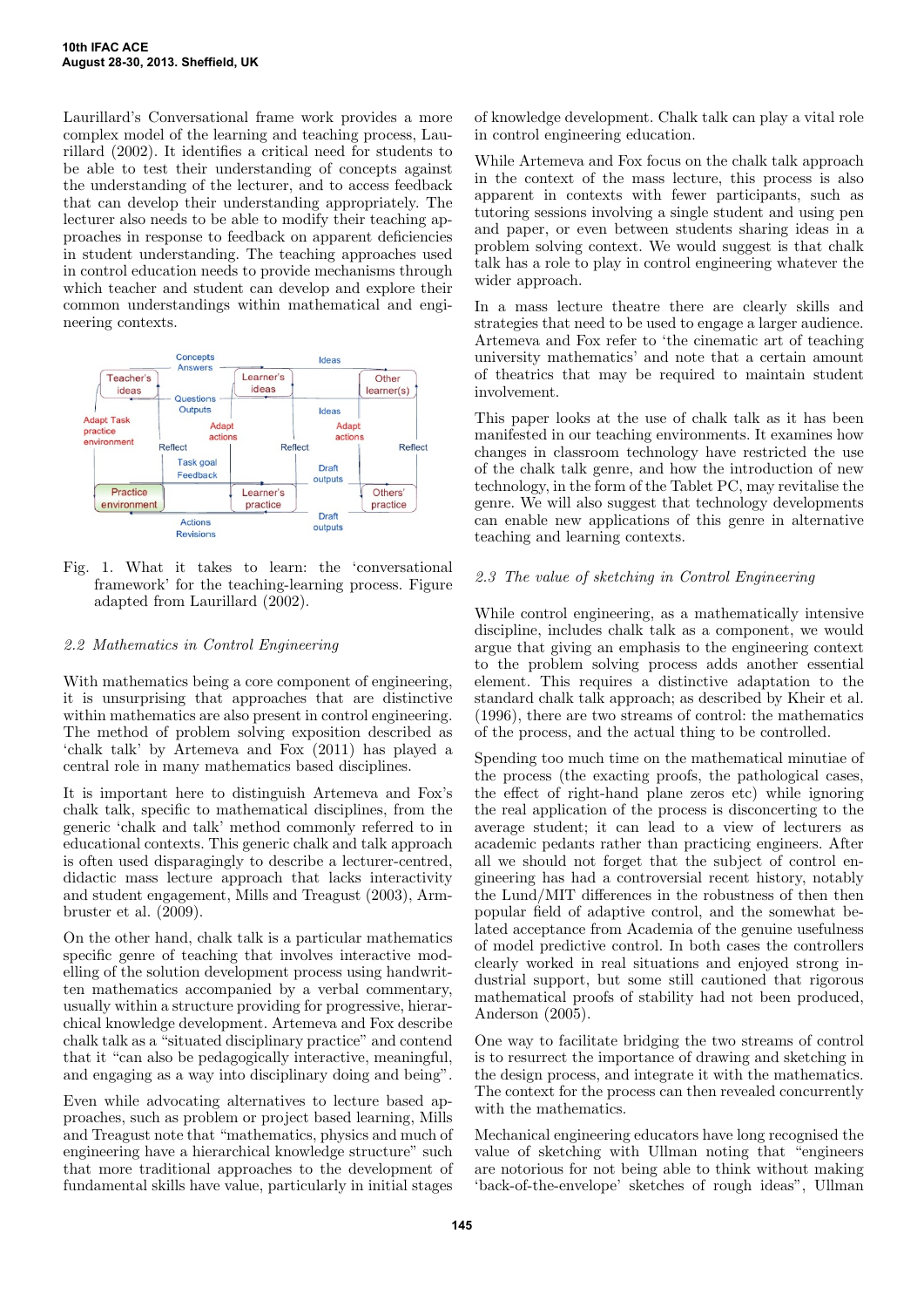Laurillard's Conversational frame work provides a more complex model of the learning and teaching process, Laurillard (2002). It identifies a critical need for students to be able to test their understanding of concepts against the understanding of the lecturer, and to access feedback that can develop their understanding appropriately. The lecturer also needs to be able to modify their teaching approaches in response to feedback on apparent deficiencies in student understanding. The teaching approaches used in control education needs to provide mechanisms through which teacher and student can develop and explore their common understandings within mathematical and engineering contexts.

Fig. 1. What it takes to learn: the 'conversational framework' for the teaching-learning process. Figure adapted from Laurillard (2002).

### 2.2 Mathematics in Control Engineering

With mathematics being a core component of engineering, it is unsurprising that approaches that are distinctive within mathematics are also present in control engineering. The method of problem solving exposition described as 'chalk talk' by Artemeva and Fox (2011) has played a central role in many mathematics based disciplines.

It is important here to distinguish Artemeva and Fox's chalk talk, specific to mathematical disciplines, from the generic 'chalk and talk' method commonly referred to in educational contexts. This generic chalk and talk approach is often used disparagingly to describe a lecturer-centred, didactic mass lecture approach that lacks interactivity and student engagement, Mills and Treagust (2003), Armbruster et al. (2009).

On the other hand, chalk talk is a particular mathematics specific genre of teaching that involves interactive modelling of the solution development process using handwritten mathematics accompanied by a verbal commentary, usually within a structure providing for progressive, hierarchical knowledge development. Artemeva and Fox describe chalk talk as a "situated disciplinary practice" and contend that it "can also be pedagogically interactive, meaningful, and engaging as a way into disciplinary doing and being".

Even while advocating alternatives to lecture based approaches, such as problem or project based learning, Mills and Treagust note that "mathematics, physics and much of engineering have a hierarchical knowledge structure" such that more traditional approaches to the development of fundamental skills have value, particularly in initial stages of knowledge development. Chalk talk can play a vital role in control engineering education.

While Artemeva and Fox focus on the chalk talk approach in the context of the mass lecture, this process is also apparent in contexts with fewer participants, such as tutoring sessions involving a single student and using pen and paper, or even between students sharing ideas in a problem solving context. We would suggest is that chalk talk has a role to play in control engineering whatever the wider approach.

In a mass lecture theatre there are clearly skills and strategies that need to be used to engage a larger audience. Artemeva and Fox refer to 'the cinematic art of teaching university mathematics' and note that a certain amount of theatrics that may be required to maintain student involvement.

This paper looks at the use of chalk talk as it has been manifested in our teaching environments. It examines how changes in classroom technology have restricted the use of the chalk talk genre, and how the introduction of new technology, in the form of the Tablet PC, may revitalise the genre. We will also suggest that technology developments can enable new applications of this genre in alternative teaching and learning contexts.

### 2.3 The value of sketching in Control Engineering

While control engineering, as a mathematically intensive discipline, includes chalk talk as a component, we would argue that giving an emphasis to the engineering context to the problem solving process adds another essential element. This requires a distinctive adaptation to the standard chalk talk approach; as described by Kheir et al. (1996), there are two streams of control: the mathematics of the process, and the actual thing to be controlled.

Spending too much time on the mathematical minutiae of the process (the exacting proofs, the pathological cases, the effect of right-hand plane zeros etc) while ignoring the real application of the process is disconcerting to the average student; it can lead to a view of lecturers as academic pedants rather than practicing engineers. After all we should not forget that the subject of control engineering has had a controversial recent history, notably the Lund/MIT differences in the robustness of then then popular field of adaptive control, and the somewhat belated acceptance from Academia of the genuine usefulness of model predictive control. In both cases the controllers clearly worked in real situations and enjoyed strong industrial support, but some still cautioned that rigorous mathematical proofs of stability had not been produced, Anderson (2005).

One way to facilitate bridging the two streams of control is to resurrect the importance of drawing and sketching in the design process, and integrate it with the mathematics. The context for the process can then revealed concurrently with the mathematics.

Mechanical engineering educators have long recognised the value of sketching with Ullman noting that "engineers are notorious for not being able to think without making 'back-of-the-envelope' sketches of rough ideas", Ullman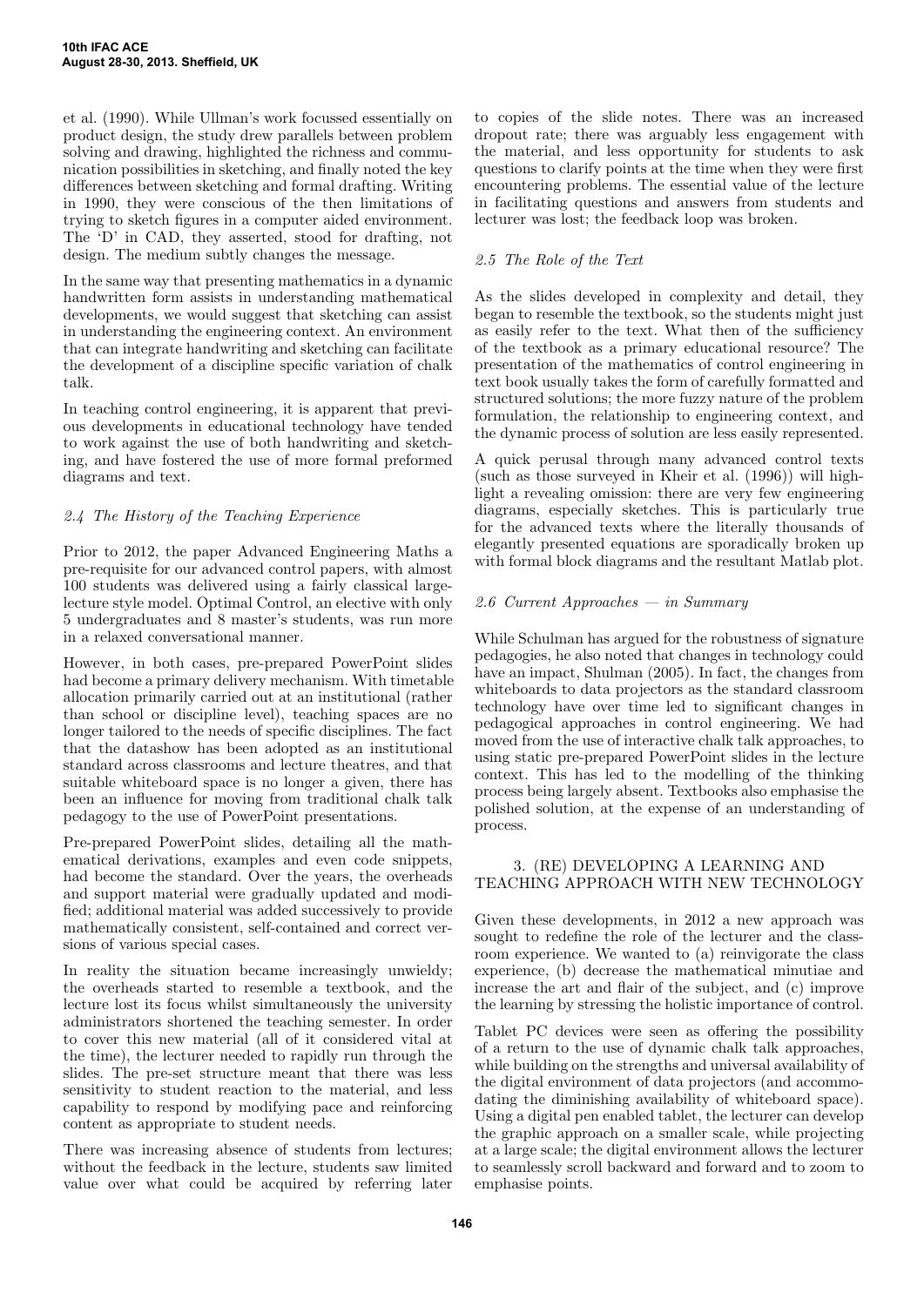et al. (1990). While Ullman's work focussed essentially on product design, the study drew parallels between problem solving and drawing, highlighted the richness and communication possibilities in sketching, and finally noted the key differences between sketching and formal drafting. Writing in 1990, they were conscious of the then limitations of trying to sketch figures in a computer aided environment. The 'D' in CAD, they asserted, stood for drafting, not design. The medium subtly changes the message.

In the same way that presenting mathematics in a dynamic handwritten form assists in understanding mathematical developments, we would suggest that sketching can assist in understanding the engineering context. An environment that can integrate handwriting and sketching can facilitate the development of a discipline specific variation of chalk talk.

In teaching control engineering, it is apparent that previous developments in educational technology have tended to work against the use of both handwriting and sketching, and have fostered the use of more formal preformed diagrams and text.

### *2.4 The History of the Teaching Experience*

Prior to 2012, the paper Advanced Engineering Maths a pre-requisite for our advanced control papers, with almost 100 students was delivered using a fairly classical large-lecture style model. Optimal Control, an elective with only 5 undergraduates and 8 master's students, was run more in a relaxed conversational manner.

However, in both cases, pre-prepared PowerPoint slides had become a primary delivery mechanism. With timetable allocation primarily carried out at an institutional (rather than school or discipline level), teaching spaces are no longer tailored to the needs of specific disciplines. The fact that the datashow has been adopted as an institutional standard across classrooms and lecture theatres, and that suitable whiteboard space is no longer a given, there has been an influence for moving from traditional chalk talk pedagogy to the use of PowerPoint presentations.

Pre-prepared PowerPoint slides, detailing all the mathematical derivations, examples and even code snippets, had become the standard. Over the years, the overheads and support material were gradually updated and modified; additional material was added successively to provide mathematically consistent, self-contained and correct versions of various special cases.

In reality the situation became increasingly unwieldy; the overheads started to resemble a textbook, and the lecture lost its focus whilst simultaneously the university administrators shortened the teaching semester. In order to cover this new material (all of it considered vital at the time), the lecturer needed to rapidly run through the slides. The pre-set structure meant that there was less sensitivity to student reaction to the material, and less capability to respond by modifying pace and reinforcing content as appropriate to student needs.

There was increasing absence of students from lectures; without the feedback in the lecture, students saw limited value over what could be acquired by referring later to copies of the slide notes. There was an increased dropout rate; there was arguably less engagement with the material, and less opportunity for students to ask questions to clarify points at the time when they were first encountering problems. The essential value of the lecture in facilitating questions and answers from students and lecturer was lost; the feedback loop was broken.

### *2.5 The Role of the Text*

As the slides developed in complexity and detail, they began to resemble the textbook, so the students might just as easily refer to the text. What then of the sufficiency of the textbook as a primary educational resource? The presentation of the mathematics of control engineering in text book usually takes the form of carefully formatted and structured solutions; the more fuzzy nature of the problem formulation, the relationship to engineering context, and the dynamic process of solution are less easily represented.

A quick perusal through many advanced control texts (such as those surveyed in Kheir et al. (1996)) will highlight a revealing omission: there are very few engineering diagrams, especially sketches. This is particularly true for the advanced texts where the literally thousands of elegantly presented equations are sporadically broken up with formal block diagrams and the resultant Matlab plot.

### *2.6 Current Approaches — in Summary*

While Schulman has argued for the robustness of signature pedagogies, he also noted that changes in technology could have an impact, Shulman (2005). In fact, the changes from whiteboards to data projectors as the standard classroom technology have over time led to significant changes in pedagogical approaches in control engineering. We had moved from the use of interactive chalk talk approaches, to using static pre-prepared PowerPoint slides in the lecture context. This has led to the modelling of the thinking process being largely absent. Textbooks also emphasise the polished solution, at the expense of an understanding of process.

## 3. (RE) DEVELOPING A LEARNING AND TEACHING APPROACH WITH NEW TECHNOLOGY

Given these developments, in 2012 a new approach was sought to redefine the role of the lecturer and the classroom experience. We wanted to (a) reinvigorate the class experience, (b) decrease the mathematical minutiae and increase the art and flair of the subject, and (c) improve the learning by stressing the holistic importance of control.

Tablet PC devices were seen as offering the possibility of a return to the use of dynamic chalk talk approaches, while building on the strengths and universal availability of the digital environment of data projectors (and accommodating the diminishing availability of whiteboard space). Using a digital pen enabled tablet, the lecturer can develop the graphic approach on a smaller scale, while projecting at a large scale; the digital environment allows the lecturer to seamlessly scroll backward and forward and to zoom to emphasise points.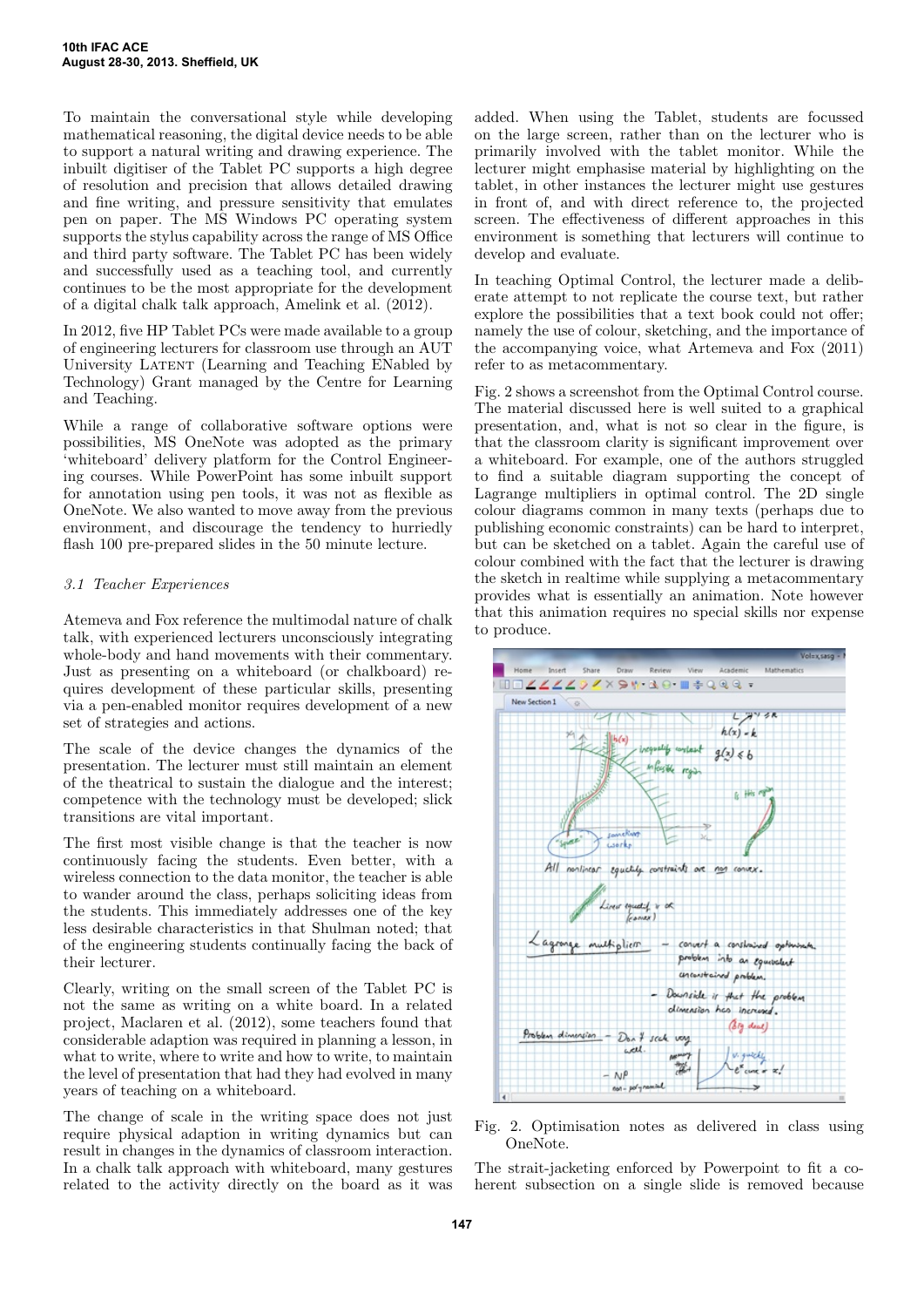To maintain the conversational style while developing mathematical reasoning, the digital device needs to be able to support a natural writing and drawing experience. The inbuilt digitiser of the Tablet PC supports a high degree of resolution and precision that allows detailed drawing and fine writing, and pressure sensitivity that emulates pen on paper. The MS Windows PC operating system supports the stylus capability across the range of MS Office and third party software. The Tablet PC has been widely and successfully used as a teaching tool, and currently continues to be the most appropriate for the development of a digital chalk talk approach, Amelink et al. (2012).

In 2012, five HP Tablet PCs were made available to a group of engineering lecturers for classroom use through an AUT University LATENT (Learning and Teaching ENabled by Technology) Grant managed by the Centre for Learning and Teaching.

While a range of collaborative software options were possibilities, MS OneNote was adopted as the primary 'whiteboard' delivery platform for the Control Engineering courses. While PowerPoint has some inbuilt support for annotation using pen tools, it was not as flexible as OneNote. We also wanted to move away from the previous environment, and discourage the tendency to hurriedly flash 100 pre-prepared slides in the 50 minute lecture.

### *3.1 Teacher Experiences*

Atemeva and Fox reference the multimodal nature of chalk talk, with experienced lecturers unconsciously integrating whole-body and hand movements with their commentary. Just as presenting on a whiteboard (or chalkboard) requires development of these particular skills, presenting via a pen-enabled monitor requires development of a new set of strategies and actions.

The scale of the device changes the dynamics of the presentation. The lecturer must still maintain an element of the theatrical to sustain the dialogue and the interest; competence with the technology must be developed; slick transitions are vital important.

The first most visible change is that the teacher is now continuously facing the students. Even better, with a wireless connection to the data monitor, the teacher is able to wander around the class, perhaps soliciting ideas from the students. This immediately addresses one of the key less desirable characteristics in that Shulman noted; that of the engineering students continually facing the back of their lecturer.

Clearly, writing on the small screen of the Tablet PC is not the same as writing on a white board. In a related project, Maclaren et al. (2012), some teachers found that considerable adaption was required in planning a lesson, in what to write, where to write and how to write, to maintain the level of presentation that had they had evolved in many years of teaching on a whiteboard.

The change of scale in the writing space does not just require physical adaption in writing dynamics but can result in changes in the dynamics of classroom interaction. In a chalk talk approach with whiteboard, many gestures related to the activity directly on the board as it was added. When using the Tablet, students are focussed on the large screen, rather than on the lecturer who is primarily involved with the tablet monitor. While the lecturer might emphasise material by highlighting on the tablet, in other instances the lecturer might use gestures in front of, and with direct reference to, the projected screen. The effectiveness of different approaches in this environment is something that lecturers will continue to develop and evaluate.

In teaching Optimal Control, the lecturer made a deliberate attempt to not replicate the course text, but rather explore the possibilities that a text book could not offer; namely the use of colour, sketching, and the importance of the accompanying voice, what Artemeva and Fox (2011) refer to as metacommentary.

Fig. 2 shows a screenshot from the Optimal Control course. The material discussed here is well suited to a graphical presentation, and, what is not so clear in the figure, is that the classroom clarity is significant improvement over a whiteboard. For example, one of the authors struggled to find a suitable diagram supporting the concept of Lagrange multipliers in optimal control. The 2D single colour diagrams common in many texts (perhaps due to publishing economic constraints) can be hard to interpret, but can be sketched on a tablet. Again the careful use of colour combined with the fact that the lecturer is drawing the sketch in realtime while supplying a metacommentary provides what is essentially an animation. Note however that this animation requires no special skills nor expense to produce.

Fig. 2. Optimisation notes as delivered in class using OneNote.

The strait-jacketing enforced by Powerpoint to fit a coherent subsection on a single slide is removed because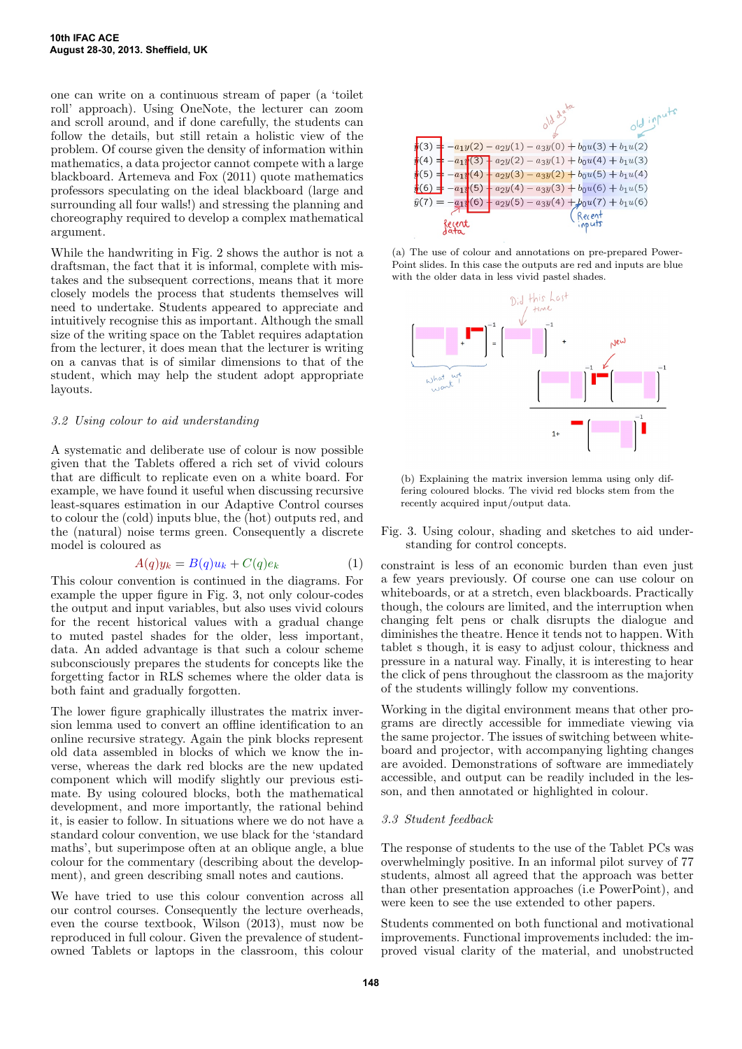one can write on a continuous stream of paper (a 'toilet roll' approach). Using OneNote, the lecturer can zoom and scroll around, and if done carefully, the students can follow the details, but still retain a holistic view of the problem. Of course given the density of information within mathematics, a data projector cannot compete with a large blackboard. Artemeva and Fox (2011) quote mathematics professors speculating on the ideal blackboard (large and surrounding all four walls!) and stressing the planning and choreography required to develop a complex mathematical argument.

While the handwriting in Fig. 2 shows the author is not a draftsman, the fact that it is informal, complete with mistakes and the subsequent corrections, means that it more closely models the process that students themselves will need to undertake. Students appeared to appreciate and intuitively recognise this as important. Although the small size of the writing space on the Tablet requires adaptation from the lecturer, it does mean that the lecturer is writing on a canvas that is of similar dimensions to that of the student, which may help the student adopt appropriate layouts.

### *3.2 Using colour to aid understanding*

A systematic and deliberate use of colour is now possible given that the Tablets offered a rich set of vivid colours that are difficult to replicate even on a white board. For example, we have found it useful when discussing recursive least-squares estimation in our Adaptive Control courses to colour the (cold) inputs blue, the (hot) outputs red, and the (natural) noise terms green. Consequently a discrete model is coloured as

$$A(q)y_k = B(q)u_k + C(q)e_k \tag{1}$$

This colour convention is continued in the diagrams. For example the upper figure in Fig. 3, not only colour-codes the output and input variables, but also uses vivid colours for the recent historical values with a gradual change to muted pastel shades for the older, less important, data. An added advantage is that such a colour scheme subconsciously prepares the students for concepts like the forgetting factor in RLS schemes where the older data is both faint and gradually forgotten.

The lower figure graphically illustrates the matrix inversion lemma used to convert an offline identification to an online recursive strategy. Again the pink blocks represent old data assembled in blocks of which we know the inverse, whereas the dark red blocks are the new updated component which will modify slightly our previous estimate. By using coloured blocks, both the mathematical development, and more importantly, the rational behind it, is easier to follow. In situations where we do not have a standard colour convention, we use black for the 'standard maths', but superimpose often at an oblique angle, a blue colour for the commentary (describing about the development), and green describing small notes and cautions.

We have tried to use this colour convention across all our control courses. Consequently the lecture overheads, even the course textbook, Wilson (2013), must now be reproduced in full colour. Given the prevalence of student-owned Tablets or laptops in the classroom, this colour constraint is less of an economic burden than even just a few years previously. Of course one can use colour on whiteboards, or at a stretch, even blackboards. Practically though, the colours are limited, and the interruption when changing felt pens or chalk disrupts the dialogue and diminishes the theatre. Hence it tends not to happen. With tablet s though, it is easy to adjust colour, thickness and pressure in a natural way. Finally, it is interesting to hear the click of pens throughout the classroom as the majority of the students willingly follow my conventions.

(a) The use of colour and annotations on pre-prepared PowerPoint slides. In this case the outputs are red and inputs are blue with the older data in less vivid pastel shades.

(b) Explaining the matrix inversion lemma using only differing coloured blocks. The vivid red blocks stem from the recently acquired input/output data.

Fig. 3. Using colour, shading and sketches to aid understanding for control concepts.

Working in the digital environment means that other programs are directly accessible for immediate viewing via the same projector. The issues of switching between whiteboard and projector, with accompanying lighting changes are avoided. Demonstrations of software are immediately accessible, and output can be readily included in the lesson, and then annotated or highlighted in colour.

### *3.3 Student feedback*

The response of students to the use of the Tablet PCs was overwhelmingly positive. In an informal pilot survey of 77 students, almost all agreed that the approach was better than other presentation approaches (i.e PowerPoint), and were keen to see the use extended to other papers.

Students commented on both functional and motivational improvements. Functional improvements included: the improved visual clarity of the material, and unobstructed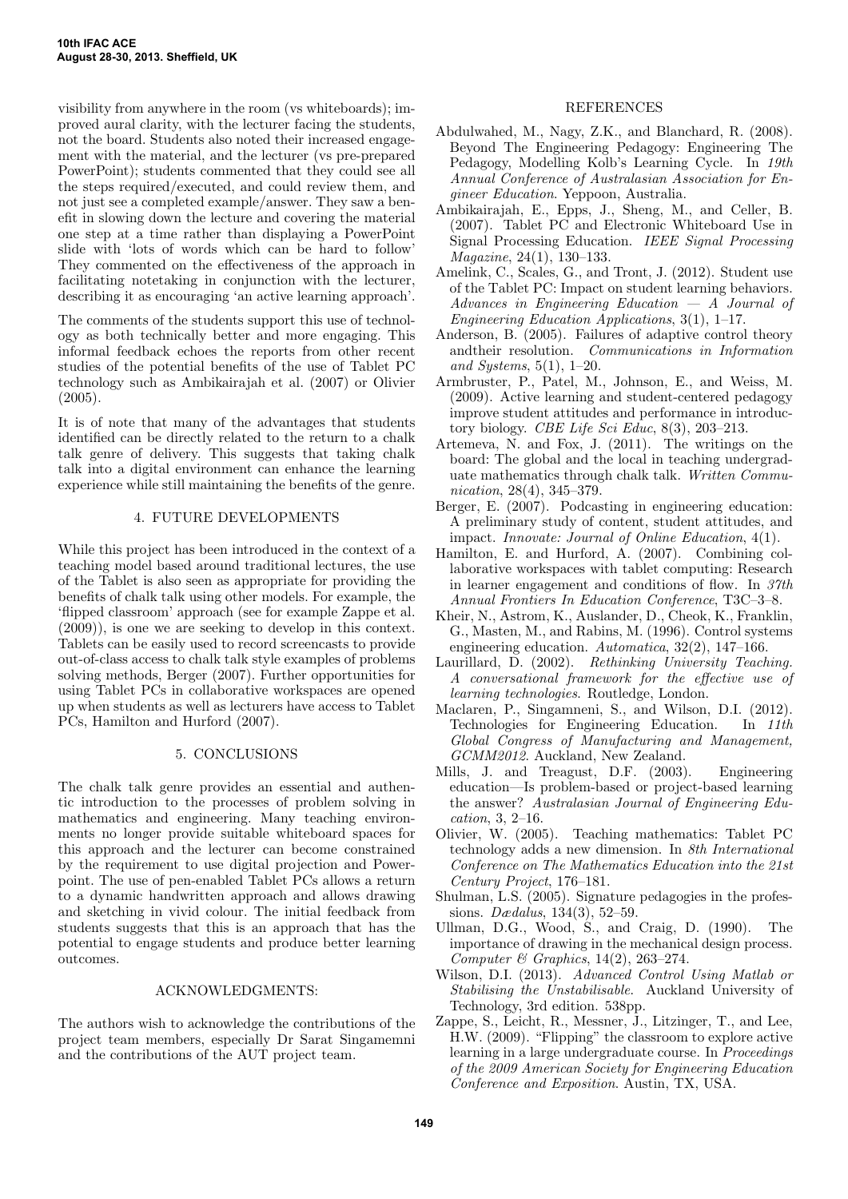visibility from anywhere in the room (vs whiteboards); improved aural clarity, with the lecturer facing the students, not the board. Students also noted their increased engagement with the material, and the lecturer (vs pre-prepared PowerPoint); students commented that they could see all the steps required/executed, and could review them, and not just see a completed example/answer. They saw a benefit in slowing down the lecture and covering the material one step at a time rather than displaying a PowerPoint slide with 'lots of words which can be hard to follow' They commented on the effectiveness of the approach in facilitating notetaking in conjunction with the lecturer, describing it as encouraging 'an active learning approach'.

The comments of the students support this use of technology as both technically better and more engaging. This informal feedback echoes the reports from other recent studies of the potential benefits of the use of Tablet PC technology such as Ambikairajah et al. (2007) or Olivier (2005).

It is of note that many of the advantages that students identified can be directly related to the return to a chalk talk genre of delivery. This suggests that taking chalk talk into a digital environment can enhance the learning experience while still maintaining the benefits of the genre.

## 4. FUTURE DEVELOPMENTS

While this project has been introduced in the context of a teaching model based around traditional lectures, the use of the Tablet is also seen as appropriate for providing the benefits of chalk talk using other models. For example, the 'flipped classroom' approach (see for example Zappe et al. (2009)), is one we are seeking to develop in this context. Tablets can be easily used to record screencasts to provide out-of-class access to chalk talk style examples of problems solving methods, Berger (2007). Further opportunities for using Tablet PCs in collaborative workspaces are opened up when students as well as lecturers have access to Tablet PCs, Hamilton and Hurford (2007).

## 5. CONCLUSIONS

The chalk talk genre provides an essential and authentic introduction to the processes of problem solving in mathematics and engineering. Many teaching environments no longer provide suitable whiteboard spaces for this approach and the lecturer can become constrained by the requirement to use digital projection and Powerpoint. The use of pen-enabled Tablet PCs allows a return to a dynamic handwritten approach and allows drawing and sketching in vivid colour. The initial feedback from students suggests that this is an approach that has the potential to engage students and produce better learning outcomes.

## ACKNOWLEDGMENTS:

The authors wish to acknowledge the contributions of the project team members, especially Dr Sarat Singamemni and the contributions of the AUT project team.

## REFERENCES

Abdulwahed, M., Nagy, Z.K., and Blanchard, R. (2008). Beyond The Engineering Pedagogy: Engineering The Pedagogy, Modelling Kolb's Learning Cycle. In *19th Annual Conference of Australasian Association for Engineer Education*. Yeppoon, Australia.

Ambikairajah, E., Epps, J., Sheng, M., and Celler, B. (2007). Tablet PC and Electronic Whiteboard Use in Signal Processing Education. *IEEE Signal Processing Magazine*, 24(1), 130–133.

Amelink, C., Scales, G., and Tront, J. (2012). Student use of the Tablet PC: Impact on student learning behaviors. *Advances in Engineering Education — A Journal of Engineering Education Applications*, 3(1), 1–17.

Anderson, B. (2005). Failures of adaptive control theory andtheir resolution. *Communications in Information and Systems*, 5(1), 1–20.

Armbruster, P., Patel, M., Johnson, E., and Weiss, M. (2009). Active learning and student-centered pedagogy improve student attitudes and performance in introductory biology. *CBE Life Sci Educ*, 8(3), 203–213.

Artemeva, N. and Fox, J. (2011). The writings on the board: The global and the local in teaching undergraduate mathematics through chalk talk. *Written Communication*, 28(4), 345–379.

Berger, E. (2007). Podcasting in engineering education: A preliminary study of content, student attitudes, and impact. *Innovate: Journal of Online Education*, 4(1).

Hamilton, E. and Hurford, A. (2007). Combining collaborative workspaces with tablet computing: Research in learner engagement and conditions of flow. In *37th Annual Frontiers In Education Conference*, T3C–3–8.

Kheir, N., Astrom, K., Auslander, D., Cheok, K., Franklin, G., Masten, M., and Rabins, M. (1996). Control systems engineering education. *Automatica*, 32(2), 147–166.

Laurillard, D. (2002). *Rethinking University Teaching. A conversational framework for the effective use of learning technologies*. Routledge, London.

Maclaren, P., Singamneni, S., and Wilson, D.I. (2012). Technologies for Engineering Education. In *11th Global Congress of Manufacturing and Management, GCMM2012*. Auckland, New Zealand.

Mills, J. and Treagust, D.F. (2003). Engineering education—Is problem-based or project-based learning the answer? *Australasian Journal of Engineering Education*, 3, 2–16.

Olivier, W. (2005). Teaching mathematics: Tablet PC technology adds a new dimension. In *8th International Conference on The Mathematics Education into the 21st Century Project*, 176–181.

Shulman, L.S. (2005). Signature pedagogies in the professions. *Dædalus*, 134(3), 52–59.

Ullman, D.G., Wood, S., and Craig, D. (1990). The importance of drawing in the mechanical design process. *Computer & Graphics*, 14(2), 263–274.

Wilson, D.I. (2013). *Advanced Control Using Matlab or Stabilising the Unstabilisable*. Auckland University of Technology, 3rd edition. 538pp.

Zappe, S., Leicht, R., Messner, J., Litzinger, T., and Lee, H.W. (2009). "Flipping" the classroom to explore active learning in a large undergraduate course. In *Proceedings of the 2009 American Society for Engineering Education Conference and Exposition*. Austin, TX, USA.